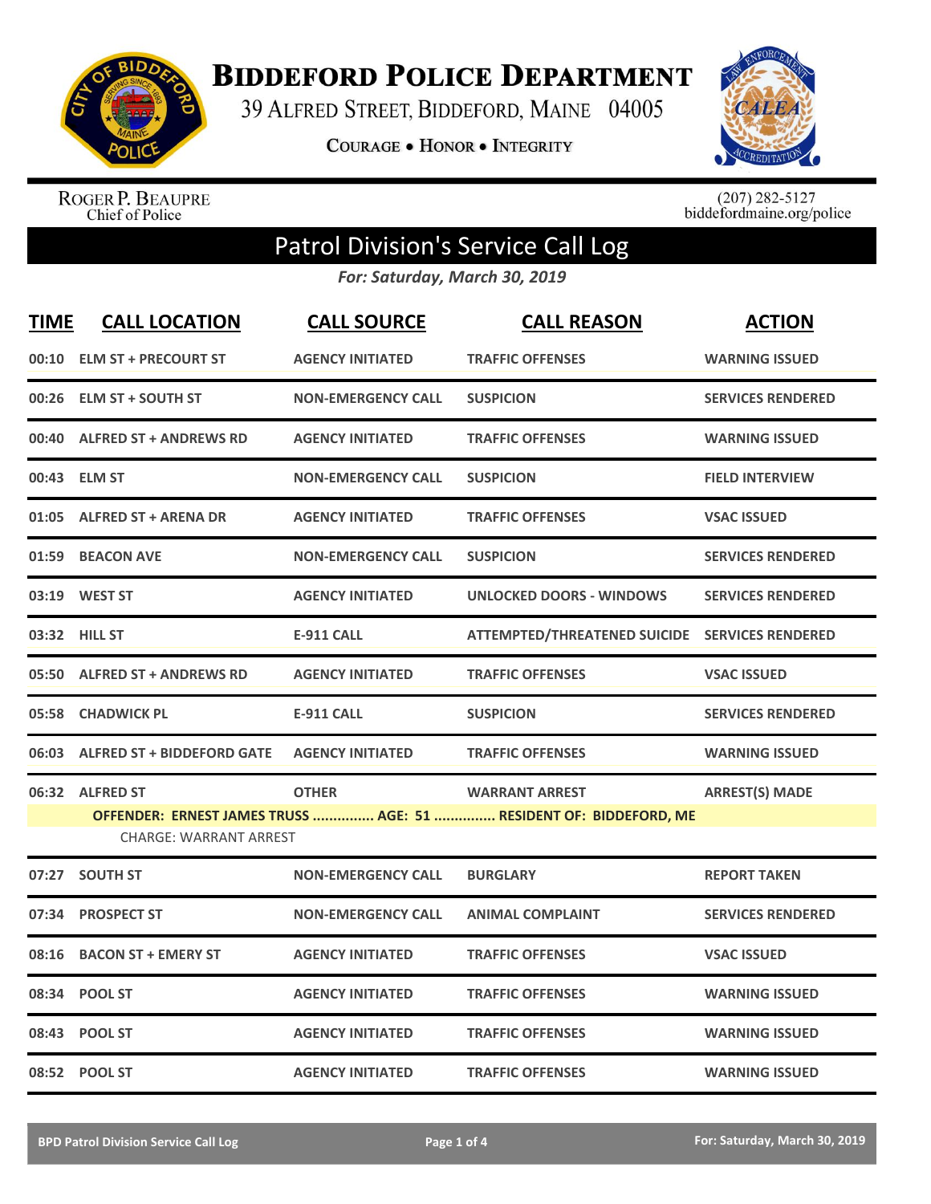# Biddeford Police Department

39 Alfred Street, Biddeford, Maine 04005

Courage • Honor • Integrity

Roger P. Beaupre
Chief of Police

(207) 282-5127
biddefordmaine.org/police

## Patrol Division's Service Call Log

*For: Saturday, March 30, 2019*

| TIME | CALL LOCATION | CALL SOURCE | CALL REASON | ACTION |
|---|---|---|---|---|
| 00:10 | ELM ST + PRECOURT ST | AGENCY INITIATED | TRAFFIC OFFENSES | WARNING ISSUED |
| 00:26 | ELM ST + SOUTH ST | NON-EMERGENCY CALL | SUSPICION | SERVICES RENDERED |
| 00:40 | ALFRED ST + ANDREWS RD | AGENCY INITIATED | TRAFFIC OFFENSES | WARNING ISSUED |
| 00:43 | ELM ST | NON-EMERGENCY CALL | SUSPICION | FIELD INTERVIEW |
| 01:05 | ALFRED ST + ARENA DR | AGENCY INITIATED | TRAFFIC OFFENSES | VSAC ISSUED |
| 01:59 | BEACON AVE | NON-EMERGENCY CALL | SUSPICION | SERVICES RENDERED |
| 03:19 | WEST ST | AGENCY INITIATED | UNLOCKED DOORS - WINDOWS | SERVICES RENDERED |
| 03:32 | HILL ST | E-911 CALL | ATTEMPTED/THREATENED SUICIDE | SERVICES RENDERED |
| 05:50 | ALFRED ST + ANDREWS RD | AGENCY INITIATED | TRAFFIC OFFENSES | VSAC ISSUED |
| 05:58 | CHADWICK PL | E-911 CALL | SUSPICION | SERVICES RENDERED |
| 06:03 | ALFRED ST + BIDDEFORD GATE | AGENCY INITIATED | TRAFFIC OFFENSES | WARNING ISSUED |
| 06:32 | ALFRED ST | OTHER | WARRANT ARREST | ARREST(S) MADE |
| | **OFFENDER: ERNEST JAMES TRUSS ............... AGE: 51 ............... RESIDENT OF: BIDDEFORD, ME** | | | |
| | CHARGE: WARRANT ARREST | | | |
| 07:27 | SOUTH ST | NON-EMERGENCY CALL | BURGLARY | REPORT TAKEN |
| 07:34 | PROSPECT ST | NON-EMERGENCY CALL | ANIMAL COMPLAINT | SERVICES RENDERED |
| 08:16 | BACON ST + EMERY ST | AGENCY INITIATED | TRAFFIC OFFENSES | VSAC ISSUED |
| 08:34 | POOL ST | AGENCY INITIATED | TRAFFIC OFFENSES | WARNING ISSUED |
| 08:43 | POOL ST | AGENCY INITIATED | TRAFFIC OFFENSES | WARNING ISSUED |
| 08:52 | POOL ST | AGENCY INITIATED | TRAFFIC OFFENSES | WARNING ISSUED |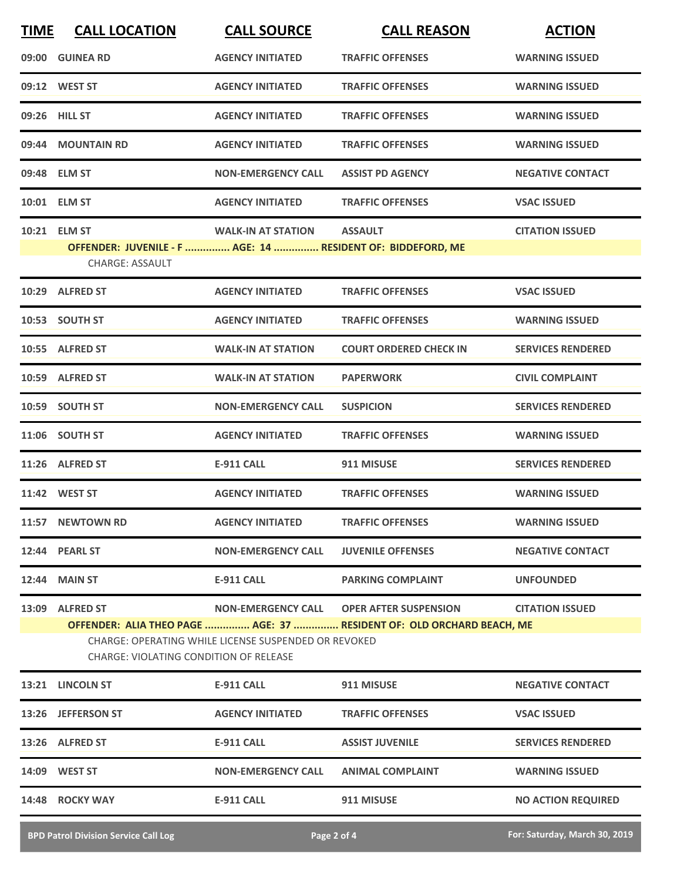| TIME | CALL LOCATION | CALL SOURCE | CALL REASON | ACTION |
|---|---|---|---|---|
| 09:00 | GUINEA RD | AGENCY INITIATED | TRAFFIC OFFENSES | WARNING ISSUED |
| 09:12 | WEST ST | AGENCY INITIATED | TRAFFIC OFFENSES | WARNING ISSUED |
| 09:26 | HILL ST | AGENCY INITIATED | TRAFFIC OFFENSES | WARNING ISSUED |
| 09:44 | MOUNTAIN RD | AGENCY INITIATED | TRAFFIC OFFENSES | WARNING ISSUED |
| 09:48 | ELM ST | NON-EMERGENCY CALL | ASSIST PD AGENCY | NEGATIVE CONTACT |
| 10:01 | ELM ST | AGENCY INITIATED | TRAFFIC OFFENSES | VSAC ISSUED |
| 10:21 | ELM ST | WALK-IN AT STATION | ASSAULT | CITATION ISSUED |

**OFFENDER: JUVENILE - F ............... AGE: 14 ............... RESIDENT OF: BIDDEFORD, ME**

CHARGE: ASSAULT

| TIME | CALL LOCATION | CALL SOURCE | CALL REASON | ACTION |
|---|---|---|---|---|
| 10:29 | ALFRED ST | AGENCY INITIATED | TRAFFIC OFFENSES | VSAC ISSUED |
| 10:53 | SOUTH ST | AGENCY INITIATED | TRAFFIC OFFENSES | WARNING ISSUED |
| 10:55 | ALFRED ST | WALK-IN AT STATION | COURT ORDERED CHECK IN | SERVICES RENDERED |
| 10:59 | ALFRED ST | WALK-IN AT STATION | PAPERWORK | CIVIL COMPLAINT |
| 10:59 | SOUTH ST | NON-EMERGENCY CALL | SUSPICION | SERVICES RENDERED |
| 11:06 | SOUTH ST | AGENCY INITIATED | TRAFFIC OFFENSES | WARNING ISSUED |
| 11:26 | ALFRED ST | E-911 CALL | 911 MISUSE | SERVICES RENDERED |
| 11:42 | WEST ST | AGENCY INITIATED | TRAFFIC OFFENSES | WARNING ISSUED |
| 11:57 | NEWTOWN RD | AGENCY INITIATED | TRAFFIC OFFENSES | WARNING ISSUED |
| 12:44 | PEARL ST | NON-EMERGENCY CALL | JUVENILE OFFENSES | NEGATIVE CONTACT |
| 12:44 | MAIN ST | E-911 CALL | PARKING COMPLAINT | UNFOUNDED |
| 13:09 | ALFRED ST | NON-EMERGENCY CALL | OPER AFTER SUSPENSION | CITATION ISSUED |

**OFFENDER: ALIA THEO PAGE ............... AGE: 37 ............... RESIDENT OF: OLD ORCHARD BEACH, ME**

CHARGE: OPERATING WHILE LICENSE SUSPENDED OR REVOKED
CHARGE: VIOLATING CONDITION OF RELEASE

| TIME | CALL LOCATION | CALL SOURCE | CALL REASON | ACTION |
|---|---|---|---|---|
| 13:21 | LINCOLN ST | E-911 CALL | 911 MISUSE | NEGATIVE CONTACT |
| 13:26 | JEFFERSON ST | AGENCY INITIATED | TRAFFIC OFFENSES | VSAC ISSUED |
| 13:26 | ALFRED ST | E-911 CALL | ASSIST JUVENILE | SERVICES RENDERED |
| 14:09 | WEST ST | NON-EMERGENCY CALL | ANIMAL COMPLAINT | WARNING ISSUED |
| 14:48 | ROCKY WAY | E-911 CALL | 911 MISUSE | NO ACTION REQUIRED |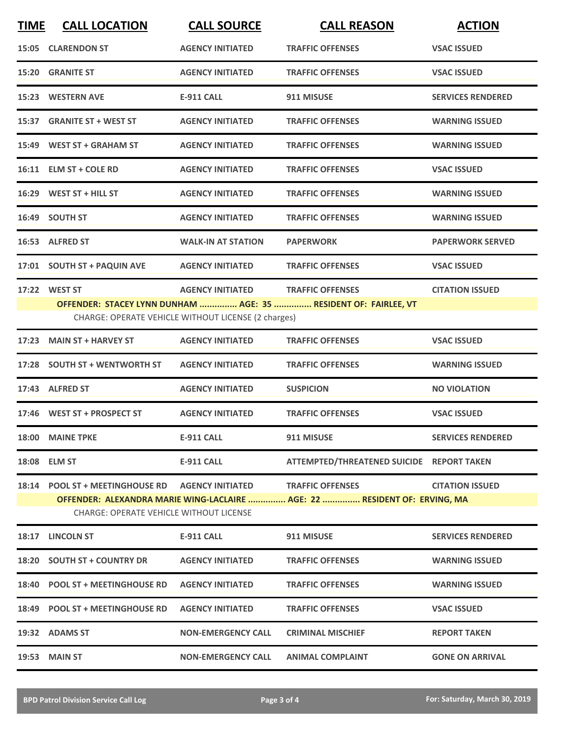| TIME | CALL LOCATION | CALL SOURCE | CALL REASON | ACTION |
|---|---|---|---|---|
| 15:05 | CLARENDON ST | AGENCY INITIATED | TRAFFIC OFFENSES | VSAC ISSUED |
| 15:20 | GRANITE ST | AGENCY INITIATED | TRAFFIC OFFENSES | VSAC ISSUED |
| 15:23 | WESTERN AVE | E-911 CALL | 911 MISUSE | SERVICES RENDERED |
| 15:37 | GRANITE ST + WEST ST | AGENCY INITIATED | TRAFFIC OFFENSES | WARNING ISSUED |
| 15:49 | WEST ST + GRAHAM ST | AGENCY INITIATED | TRAFFIC OFFENSES | WARNING ISSUED |
| 16:11 | ELM ST + COLE RD | AGENCY INITIATED | TRAFFIC OFFENSES | VSAC ISSUED |
| 16:29 | WEST ST + HILL ST | AGENCY INITIATED | TRAFFIC OFFENSES | WARNING ISSUED |
| 16:49 | SOUTH ST | AGENCY INITIATED | TRAFFIC OFFENSES | WARNING ISSUED |
| 16:53 | ALFRED ST | WALK-IN AT STATION | PAPERWORK | PAPERWORK SERVED |
| 17:01 | SOUTH ST + PAQUIN AVE | AGENCY INITIATED | TRAFFIC OFFENSES | VSAC ISSUED |
| 17:22 | WEST ST | AGENCY INITIATED | TRAFFIC OFFENSES | CITATION ISSUED |
| | OFFENDER: STACEY LYNN DUNHAM ............... AGE: 35 ............... RESIDENT OF: FAIRLEE, VT | | | |
| | CHARGE: OPERATE VEHICLE WITHOUT LICENSE (2 charges) | | | |
| 17:23 | MAIN ST + HARVEY ST | AGENCY INITIATED | TRAFFIC OFFENSES | VSAC ISSUED |
| 17:28 | SOUTH ST + WENTWORTH ST | AGENCY INITIATED | TRAFFIC OFFENSES | WARNING ISSUED |
| 17:43 | ALFRED ST | AGENCY INITIATED | SUSPICION | NO VIOLATION |
| 17:46 | WEST ST + PROSPECT ST | AGENCY INITIATED | TRAFFIC OFFENSES | VSAC ISSUED |
| 18:00 | MAINE TPKE | E-911 CALL | 911 MISUSE | SERVICES RENDERED |
| 18:08 | ELM ST | E-911 CALL | ATTEMPTED/THREATENED SUICIDE | REPORT TAKEN |
| 18:14 | POOL ST + MEETINGHOUSE RD | AGENCY INITIATED | TRAFFIC OFFENSES | CITATION ISSUED |
| | OFFENDER: ALEXANDRA MARIE WING-LACLAIRE ............... AGE: 22 ............... RESIDENT OF: ERVING, MA | | | |
| | CHARGE: OPERATE VEHICLE WITHOUT LICENSE | | | |
| 18:17 | LINCOLN ST | E-911 CALL | 911 MISUSE | SERVICES RENDERED |
| 18:20 | SOUTH ST + COUNTRY DR | AGENCY INITIATED | TRAFFIC OFFENSES | WARNING ISSUED |
| 18:40 | POOL ST + MEETINGHOUSE RD | AGENCY INITIATED | TRAFFIC OFFENSES | WARNING ISSUED |
| 18:49 | POOL ST + MEETINGHOUSE RD | AGENCY INITIATED | TRAFFIC OFFENSES | VSAC ISSUED |
| 19:32 | ADAMS ST | NON-EMERGENCY CALL | CRIMINAL MISCHIEF | REPORT TAKEN |
| 19:53 | MAIN ST | NON-EMERGENCY CALL | ANIMAL COMPLAINT | GONE ON ARRIVAL |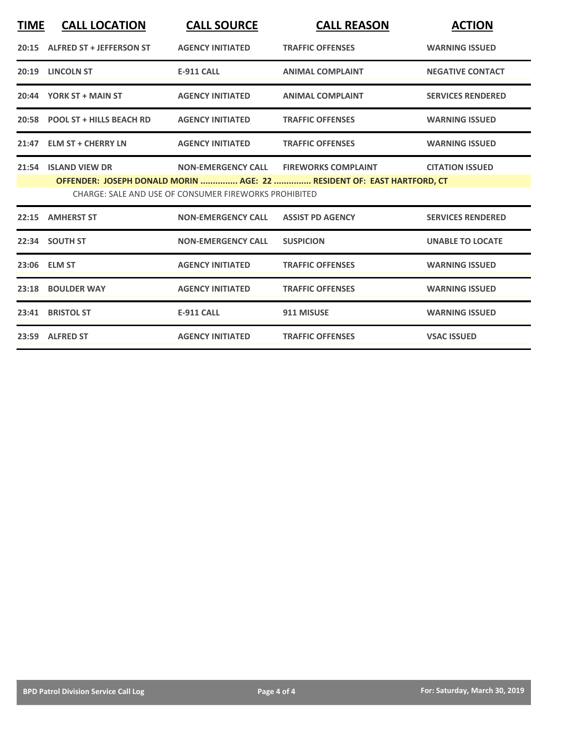| TIME | CALL LOCATION | CALL SOURCE | CALL REASON | ACTION |
|---|---|---|---|---|
| 20:15 | ALFRED ST + JEFFERSON ST | AGENCY INITIATED | TRAFFIC OFFENSES | WARNING ISSUED |
| 20:19 | LINCOLN ST | E-911 CALL | ANIMAL COMPLAINT | NEGATIVE CONTACT |
| 20:44 | YORK ST + MAIN ST | AGENCY INITIATED | ANIMAL COMPLAINT | SERVICES RENDERED |
| 20:58 | POOL ST + HILLS BEACH RD | AGENCY INITIATED | TRAFFIC OFFENSES | WARNING ISSUED |
| 21:47 | ELM ST + CHERRY LN | AGENCY INITIATED | TRAFFIC OFFENSES | WARNING ISSUED |
| 21:54 | ISLAND VIEW DR | NON-EMERGENCY CALL | FIREWORKS COMPLAINT | CITATION ISSUED |
| | OFFENDER: JOSEPH DONALD MORIN ............... AGE: 22 ............... RESIDENT OF: EAST HARTFORD, CT | | | |
| | CHARGE: SALE AND USE OF CONSUMER FIREWORKS PROHIBITED | | | |
| 22:15 | AMHERST ST | NON-EMERGENCY CALL | ASSIST PD AGENCY | SERVICES RENDERED |
| 22:34 | SOUTH ST | NON-EMERGENCY CALL | SUSPICION | UNABLE TO LOCATE |
| 23:06 | ELM ST | AGENCY INITIATED | TRAFFIC OFFENSES | WARNING ISSUED |
| 23:18 | BOULDER WAY | AGENCY INITIATED | TRAFFIC OFFENSES | WARNING ISSUED |
| 23:41 | BRISTOL ST | E-911 CALL | 911 MISUSE | WARNING ISSUED |
| 23:59 | ALFRED ST | AGENCY INITIATED | TRAFFIC OFFENSES | VSAC ISSUED |